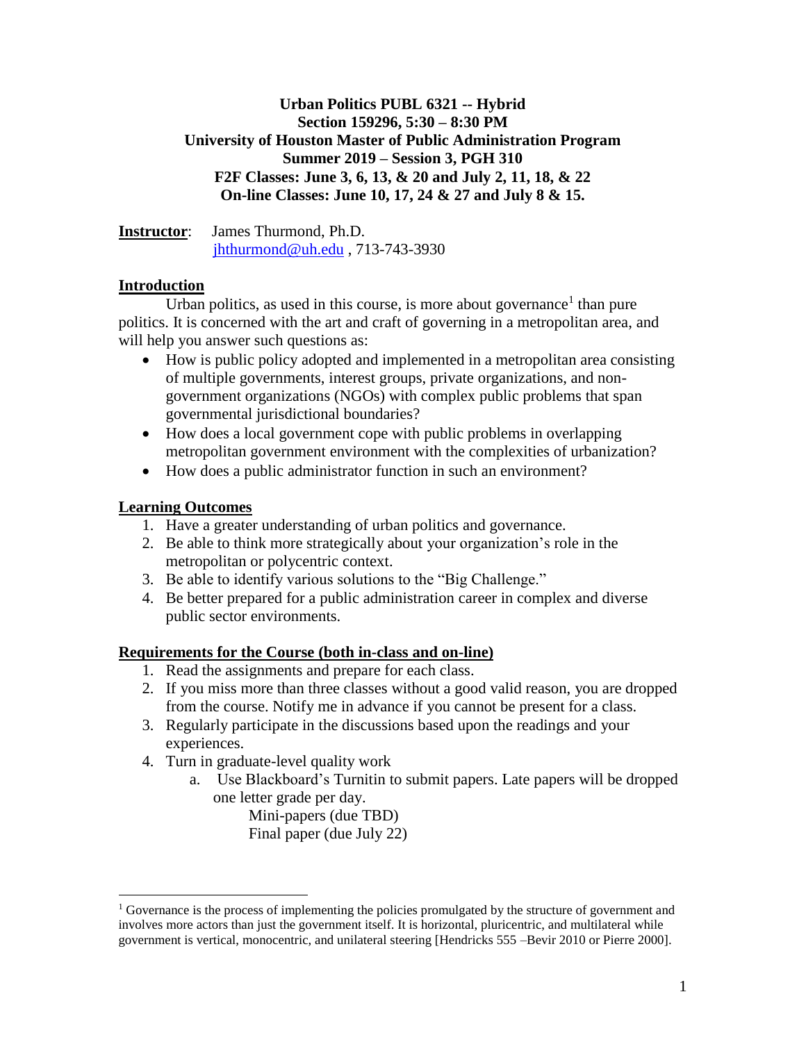**Urban Politics PUBL 6321 -- Hybrid**
**Section 159296, 5:30 – 8:30 PM**
**University of Houston Master of Public Administration Program**
**Summer 2019 – Session 3, PGH 310**
**F2F Classes: June 3, 6, 13, & 20 and July 2, 11, 18, & 22**
**On-line Classes: June 10, 17, 24 & 27 and July 8 & 15.**

**Instructor**: James Thurmond, Ph.D.
jhthurmond@uh.edu , 713-743-3930

## Introduction

Urban politics, as used in this course, is more about governance[1] than pure politics. It is concerned with the art and craft of governing in a metropolitan area, and will help you answer such questions as:

- How is public policy adopted and implemented in a metropolitan area consisting of multiple governments, interest groups, private organizations, and non-government organizations (NGOs) with complex public problems that span governmental jurisdictional boundaries?
- How does a local government cope with public problems in overlapping metropolitan government environment with the complexities of urbanization?
- How does a public administrator function in such an environment?

## Learning Outcomes

1. Have a greater understanding of urban politics and governance.
2. Be able to think more strategically about your organization's role in the metropolitan or polycentric context.
3. Be able to identify various solutions to the "Big Challenge."
4. Be better prepared for a public administration career in complex and diverse public sector environments.

## Requirements for the Course (both in-class and on-line)

1. Read the assignments and prepare for each class.
2. If you miss more than three classes without a good valid reason, you are dropped from the course. Notify me in advance if you cannot be present for a class.
3. Regularly participate in the discussions based upon the readings and your experiences.
4. Turn in graduate-level quality work
   a. Use Blackboard's Turnitin to submit papers. Late papers will be dropped one letter grade per day.
      Mini-papers (due TBD)
      Final paper (due July 22)

---

[1] Governance is the process of implementing the policies promulgated by the structure of government and involves more actors than just the government itself. It is horizontal, pluricentric, and multilateral while government is vertical, monocentric, and unilateral steering [Hendricks 555 –Bevir 2010 or Pierre 2000].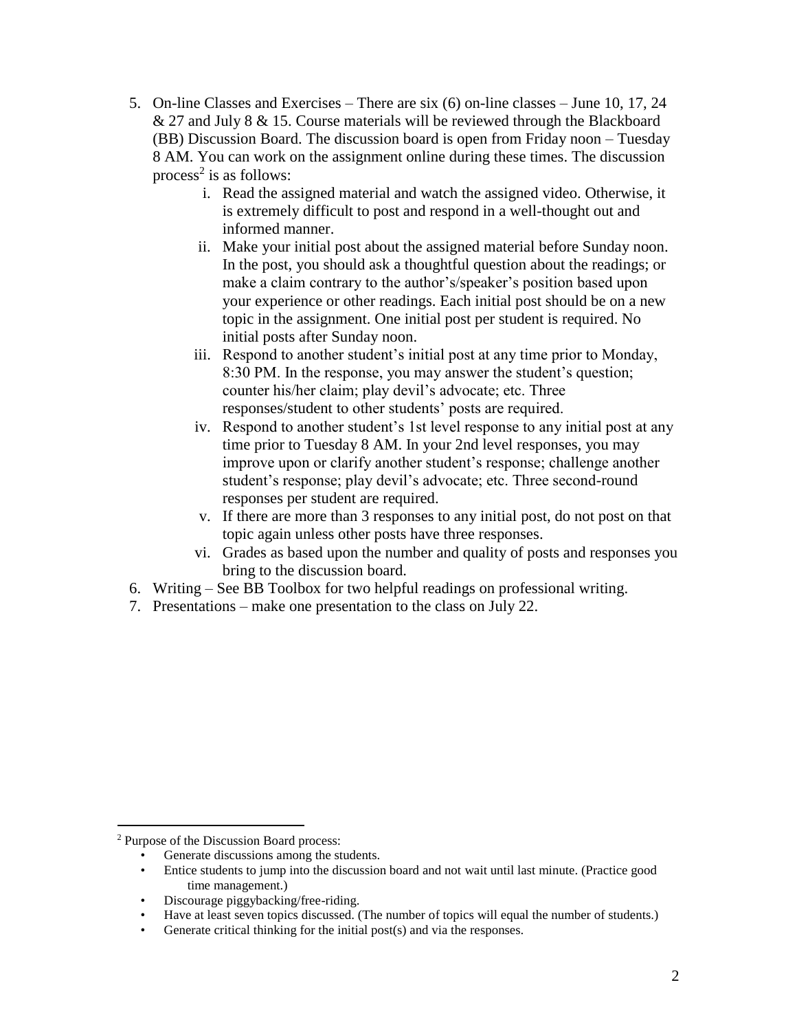5. On-line Classes and Exercises – There are six (6) on-line classes – June 10, 17, 24 & 27 and July 8 & 15. Course materials will be reviewed through the Blackboard (BB) Discussion Board. The discussion board is open from Friday noon – Tuesday 8 AM. You can work on the assignment online during these times. The discussion process[2] is as follows:
   i. Read the assigned material and watch the assigned video. Otherwise, it is extremely difficult to post and respond in a well-thought out and informed manner.
   ii. Make your initial post about the assigned material before Sunday noon. In the post, you should ask a thoughtful question about the readings; or make a claim contrary to the author's/speaker's position based upon your experience or other readings. Each initial post should be on a new topic in the assignment. One initial post per student is required. No initial posts after Sunday noon.
   iii. Respond to another student's initial post at any time prior to Monday, 8:30 PM. In the response, you may answer the student's question; counter his/her claim; play devil's advocate; etc. Three responses/student to other students' posts are required.
   iv. Respond to another student's 1st level response to any initial post at any time prior to Tuesday 8 AM. In your 2nd level responses, you may improve upon or clarify another student's response; challenge another student's response; play devil's advocate; etc. Three second-round responses per student are required.
   v. If there are more than 3 responses to any initial post, do not post on that topic again unless other posts have three responses.
   vi. Grades as based upon the number and quality of posts and responses you bring to the discussion board.
6. Writing – See BB Toolbox for two helpful readings on professional writing.
7. Presentations – make one presentation to the class on July 22.

---

[2] Purpose of the Discussion Board process:

- Generate discussions among the students.
- Entice students to jump into the discussion board and not wait until last minute. (Practice good time management.)
- Discourage piggybacking/free-riding.
- Have at least seven topics discussed. (The number of topics will equal the number of students.)
- Generate critical thinking for the initial post(s) and via the responses.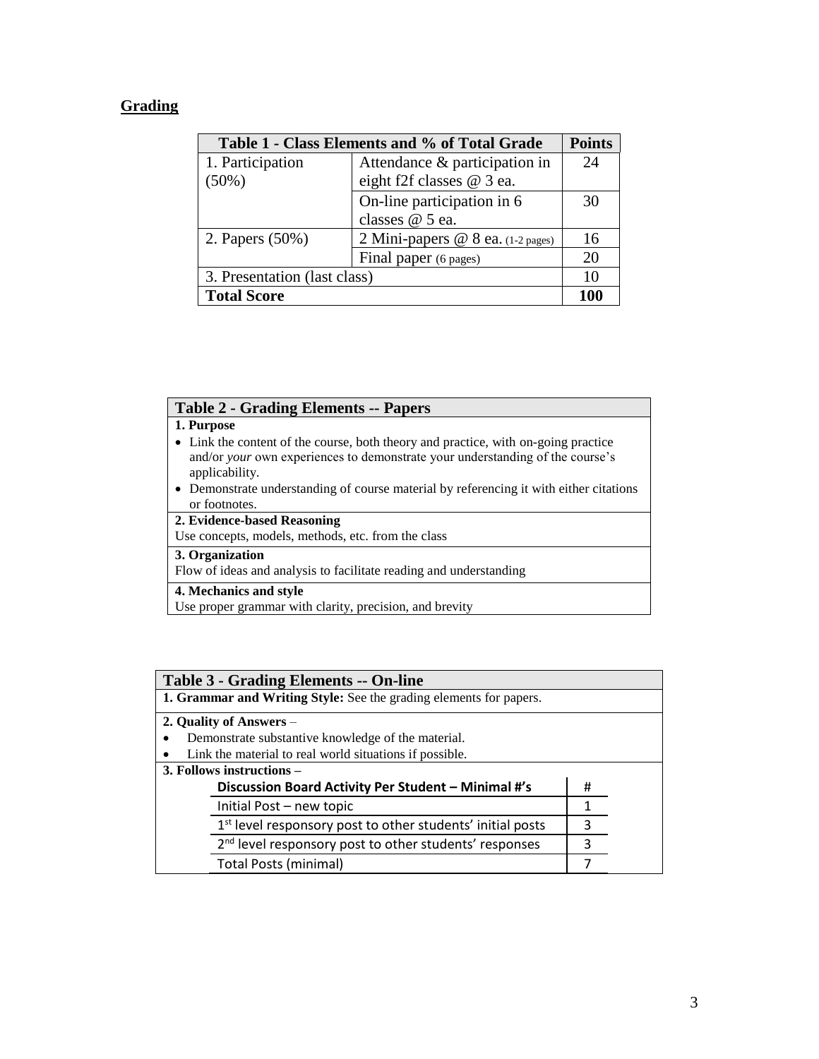## Grading

| Table 1 - Class Elements and % of Total Grade | | Points |
|---|---|---|
| 1. Participation (50%) | Attendance & participation in eight f2f classes @ 3 ea. | 24 |
| | On-line participation in 6 classes @ 5 ea. | 30 |
| 2. Papers (50%) | 2 Mini-papers @ 8 ea. (1-2 pages) | 16 |
| | Final paper (6 pages) | 20 |
| 3. Presentation (last class) | | 10 |
| **Total Score** | | **100** |

| Table 2 - Grading Elements -- Papers |
|---|
| **1. Purpose**<br>• Link the content of the course, both theory and practice, with on-going practice and/or *your* own experiences to demonstrate your understanding of the course's applicability.<br>• Demonstrate understanding of course material by referencing it with either citations or footnotes. |
| **2. Evidence-based Reasoning**<br>Use concepts, models, methods, etc. from the class |
| **3. Organization**<br>Flow of ideas and analysis to facilitate reading and understanding |
| **4. Mechanics and style**<br>Use proper grammar with clarity, precision, and brevity |

| Table 3 - Grading Elements -- On-line |
|---|
| **1. Grammar and Writing Style:** See the grading elements for papers. |
| **2. Quality of Answers** –<br>• Demonstrate substantive knowledge of the material.<br>• Link the material to real world situations if possible. |
| **3. Follows instructions** – |

| Discussion Board Activity Per Student – Minimal #'s | # |
|---|---|
| Initial Post – new topic | 1 |
| 1st level responsory post to other students' initial posts | 3 |
| 2nd level responsory post to other students' responses | 3 |
| Total Posts (minimal) | 7 |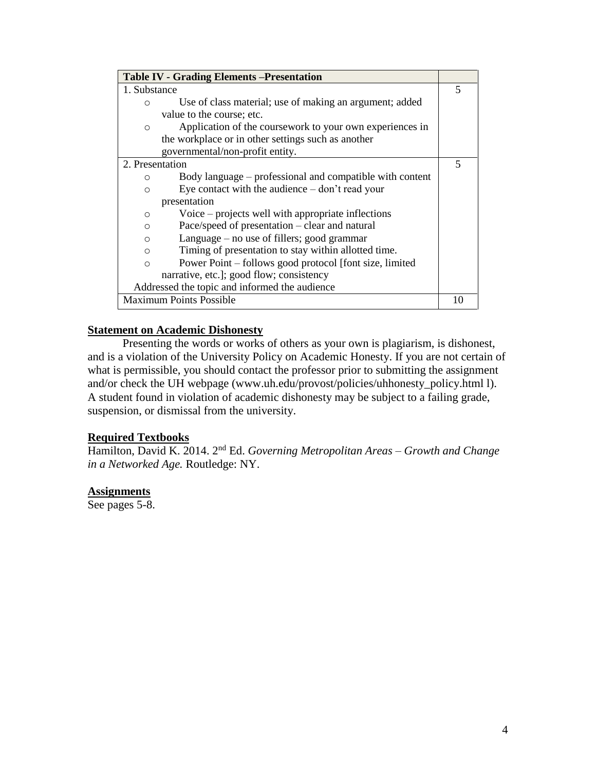| Table IV - Grading Elements –Presentation | |
|---|---|
| 1. Substance<br>○ Use of class material; use of making an argument; added value to the course; etc.<br>○ Application of the coursework to your own experiences in the workplace or in other settings such as another governmental/non-profit entity. | 5 |
| 2. Presentation<br>○ Body language – professional and compatible with content<br>○ Eye contact with the audience – don't read your presentation<br>○ Voice – projects well with appropriate inflections<br>○ Pace/speed of presentation – clear and natural<br>○ Language – no use of fillers; good grammar<br>○ Timing of presentation to stay within allotted time.<br>○ Power Point – follows good protocol [font size, limited narrative, etc.]; good flow; consistency<br>Addressed the topic and informed the audience | 5 |
| Maximum Points Possible | 10 |

**Statement on Academic Dishonesty**

Presenting the words or works of others as your own is plagiarism, is dishonest, and is a violation of the University Policy on Academic Honesty. If you are not certain of what is permissible, you should contact the professor prior to submitting the assignment and/or check the UH webpage (www.uh.edu/provost/policies/uhhonesty_policy.html l). A student found in violation of academic dishonesty may be subject to a failing grade, suspension, or dismissal from the university.

**Required Textbooks**

Hamilton, David K. 2014. 2nd Ed. *Governing Metropolitan Areas – Growth and Change in a Networked Age.* Routledge: NY.

**Assignments**

See pages 5-8.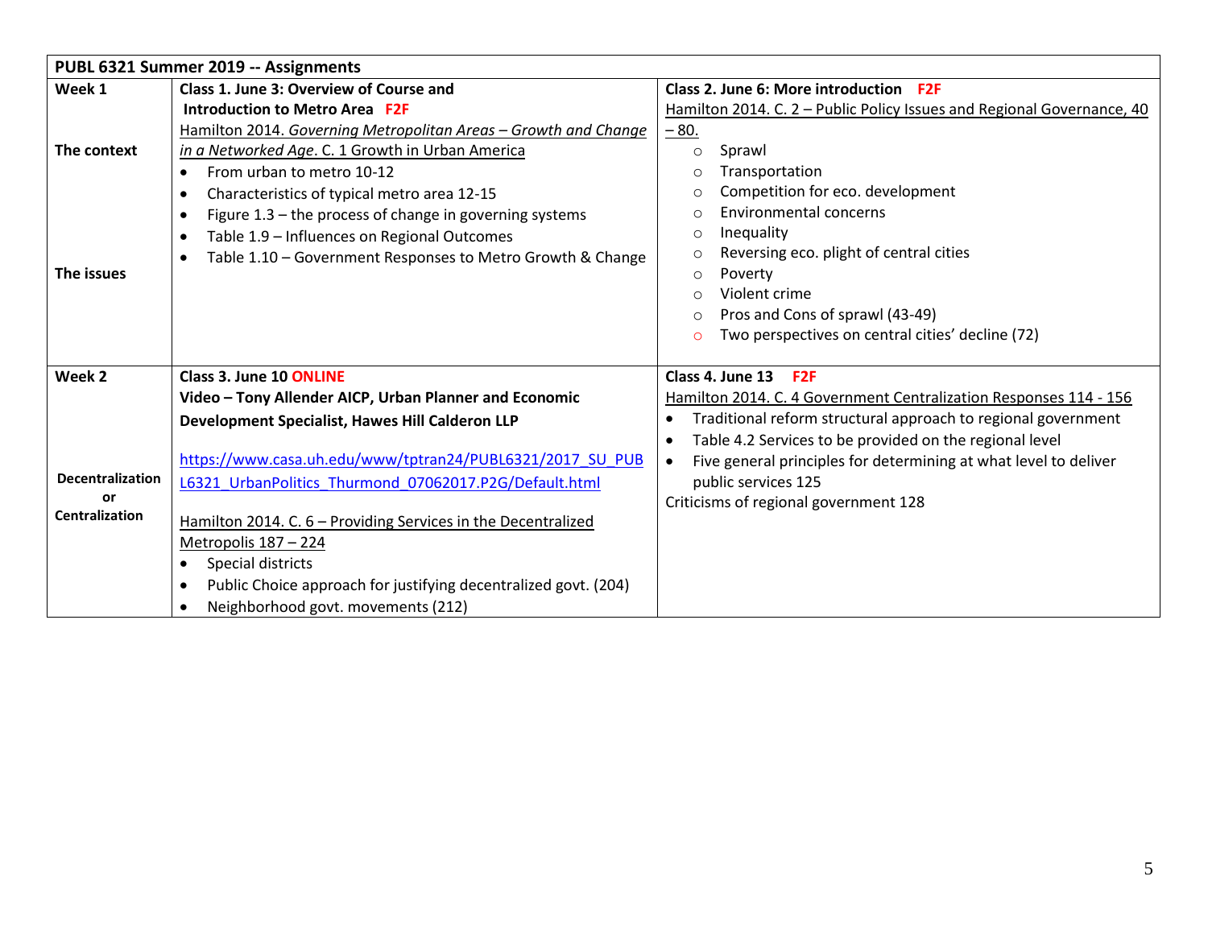| PUBL 6321 Summer 2019 -- Assignments | | |
|---|---|---|
| **Week 1**<br><br>**The context**<br><br>**The issues** | **Class 1. June 3: Overview of Course and Introduction to Metro Area F2F**<br>Hamilton 2014. *Governing Metropolitan Areas – Growth and Change in a Networked Age*. C. 1 Growth in Urban America<br>• From urban to metro 10-12<br>• Characteristics of typical metro area 12-15<br>• Figure 1.3 – the process of change in governing systems<br>• Table 1.9 – Influences on Regional Outcomes<br>• Table 1.10 – Government Responses to Metro Growth & Change | **Class 2. June 6: More introduction F2F**<br>Hamilton 2014. C. 2 – Public Policy Issues and Regional Governance, 40 – 80.<br>○ Sprawl<br>○ Transportation<br>○ Competition for eco. development<br>○ Environmental concerns<br>○ Inequality<br>○ Reversing eco. plight of central cities<br>○ Poverty<br>○ Violent crime<br>○ Pros and Cons of sprawl (43-49)<br>○ Two perspectives on central cities' decline (72) |
| **Week 2**<br><br>**Decentralization or Centralization** | **Class 3. June 10 ONLINE**<br>**Video – Tony Allender AICP, Urban Planner and Economic Development Specialist, Hawes Hill Calderon LLP**<br><br>https://www.casa.uh.edu/www/tptran24/PUBL6321/2017_SU_PUBL6321_UrbanPolitics_Thurmond_07062017.P2G/Default.html<br><br>Hamilton 2014. C. 6 – Providing Services in the Decentralized Metropolis 187 – 224<br>• Special districts<br>• Public Choice approach for justifying decentralized govt. (204)<br>• Neighborhood govt. movements (212) | **Class 4. June 13 F2F**<br>Hamilton 2014. C. 4 Government Centralization Responses 114 - 156<br>• Traditional reform structural approach to regional government<br>• Table 4.2 Services to be provided on the regional level<br>• Five general principles for determining at what level to deliver public services 125<br>Criticisms of regional government 128 |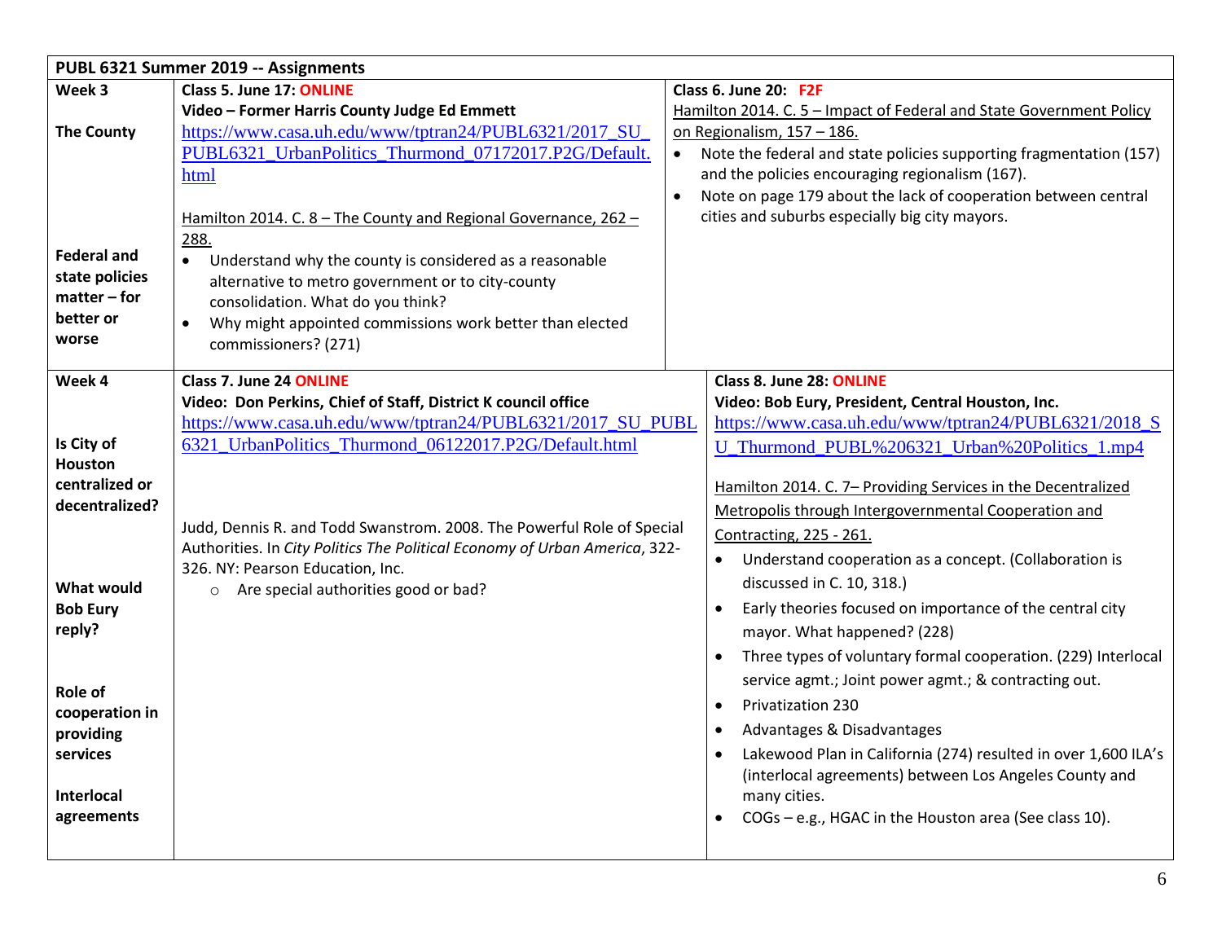| PUBL 6321 Summer 2019 -- Assignments | | |
|---|---|---|
| **Week 3**<br><br>**The County**<br><br>**Federal and state policies matter – for better or worse** | **Class 5. June 17: ONLINE**<br>**Video – Former Harris County Judge Ed Emmett**<br>https://www.casa.uh.edu/www/tptran24/PUBL6321/2017_SU_PUBL6321_UrbanPolitics_Thurmond_07172017.P2G/Default.html<br><br>Hamilton 2014. C. 8 – The County and Regional Governance, 262 – 288.<br>• Understand why the county is considered as a reasonable alternative to metro government or to city-county consolidation. What do you think?<br>• Why might appointed commissions work better than elected commissioners? (271) | **Class 6. June 20: F2F**<br>Hamilton 2014. C. 5 – Impact of Federal and State Government Policy on Regionalism, 157 – 186.<br>• Note the federal and state policies supporting fragmentation (157) and the policies encouraging regionalism (167).<br>• Note on page 179 about the lack of cooperation between central cities and suburbs especially big city mayors. |
| **Week 4**<br><br>**Is City of Houston centralized or decentralized?**<br><br>**What would Bob Eury reply?**<br><br>**Role of cooperation in providing services**<br><br>**Interlocal agreements** | **Class 7. June 24 ONLINE**<br>**Video: Don Perkins, Chief of Staff, District K council office**<br>https://www.casa.uh.edu/www/tptran24/PUBL6321/2017_SU_PUBL6321_UrbanPolitics_Thurmond_06122017.P2G/Default.html<br><br>Judd, Dennis R. and Todd Swanstrom. 2008. The Powerful Role of Special Authorities. In *City Politics The Political Economy of Urban America*, 322-326. NY: Pearson Education, Inc.<br>○ Are special authorities good or bad? | **Class 8. June 28: ONLINE**<br>**Video: Bob Eury, President, Central Houston, Inc.**<br>https://www.casa.uh.edu/www/tptran24/PUBL6321/2018_SU_Thurmond_PUBL%206321_Urban%20Politics_1.mp4<br><br>Hamilton 2014. C. 7– Providing Services in the Decentralized Metropolis through Intergovernmental Cooperation and Contracting, 225 - 261.<br>• Understand cooperation as a concept. (Collaboration is discussed in C. 10, 318.)<br>• Early theories focused on importance of the central city mayor. What happened? (228)<br>• Three types of voluntary formal cooperation. (229) Interlocal service agmt.; Joint power agmt.; & contracting out.<br>• Privatization 230<br>• Advantages & Disadvantages<br>• Lakewood Plan in California (274) resulted in over 1,600 ILA's (interlocal agreements) between Los Angeles County and many cities.<br>• COGs – e.g., HGAC in the Houston area (See class 10). |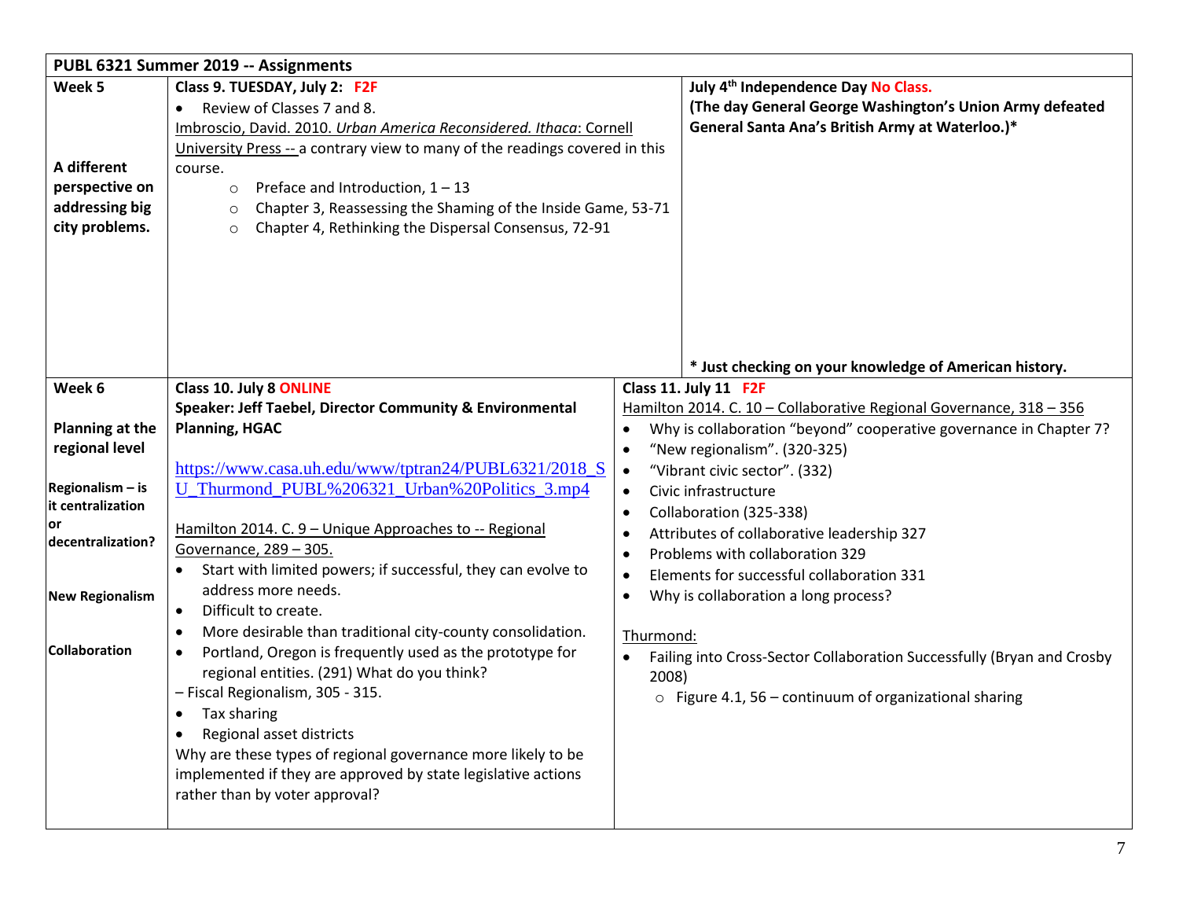| PUBL 6321 Summer 2019 -- Assignments | | |
|---|---|---|
| **Week 5**<br><br>**A different perspective on addressing big city problems.** | **Class 9. TUESDAY, July 2: F2F**<br>• Review of Classes 7 and 8.<br>Imbroscio, David. 2010. *Urban America Reconsidered. Ithaca*: Cornell University Press -- a contrary view to many of the readings covered in this course.<br>○ Preface and Introduction, 1 – 13<br>○ Chapter 3, Reassessing the Shaming of the Inside Game, 53-71<br>○ Chapter 4, Rethinking the Dispersal Consensus, 72-91 | **July 4th Independence Day No Class.**<br>**(The day General George Washington's Union Army defeated General Santa Ana's British Army at Waterloo.)***<br><br>*** Just checking on your knowledge of American history.** |
| **Week 6**<br><br>**Planning at the regional level**<br><br>**Regionalism – is it centralization or decentralization?**<br><br>**New Regionalism**<br><br>**Collaboration** | **Class 10. July 8 ONLINE**<br>**Speaker: Jeff Taebel, Director Community & Environmental Planning, HGAC**<br><br>https://www.casa.uh.edu/www/tptran24/PUBL6321/2018_SU_Thurmond_PUBL%206321_Urban%20Politics_3.mp4<br><br>Hamilton 2014. C. 9 – Unique Approaches to -- Regional Governance, 289 – 305.<br>• Start with limited powers; if successful, they can evolve to address more needs.<br>• Difficult to create.<br>• More desirable than traditional city-county consolidation.<br>• Portland, Oregon is frequently used as the prototype for regional entities. (291) What do you think?<br>– Fiscal Regionalism, 305 - 315.<br>• Tax sharing<br>• Regional asset districts<br>Why are these types of regional governance more likely to be implemented if they are approved by state legislative actions rather than by voter approval? | **Class 11. July 11 F2F**<br>Hamilton 2014. C. 10 – Collaborative Regional Governance, 318 – 356<br>• Why is collaboration "beyond" cooperative governance in Chapter 7?<br>• "New regionalism". (320-325)<br>• "Vibrant civic sector". (332)<br>• Civic infrastructure<br>• Collaboration (325-338)<br>• Attributes of collaborative leadership 327<br>• Problems with collaboration 329<br>• Elements for successful collaboration 331<br>• Why is collaboration a long process?<br><br>Thurmond:<br>• Failing into Cross-Sector Collaboration Successfully (Bryan and Crosby 2008)<br>○ Figure 4.1, 56 – continuum of organizational sharing |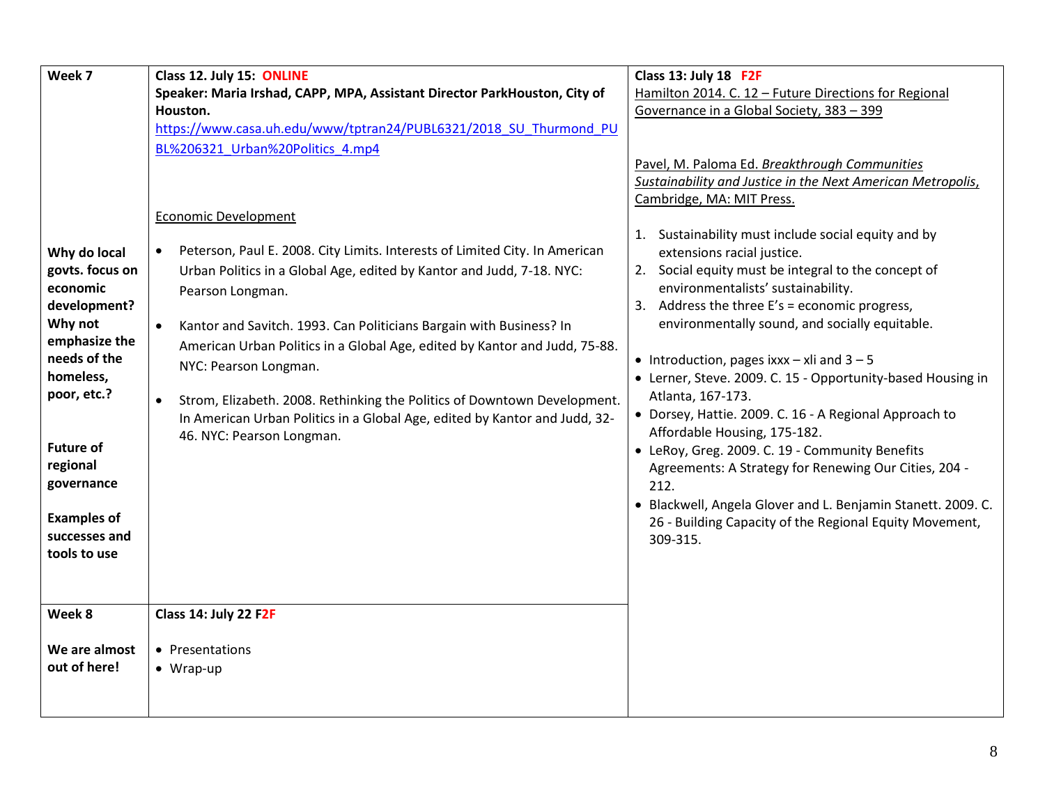| | | |
|---|---|---|
| **Week 7**<br><br>**Why do local govts. focus on economic development? Why not emphasize the needs of the homeless, poor, etc.?**<br><br>**Future of regional governance**<br><br>**Examples of successes and tools to use** | **Class 12. July 15: ONLINE**<br>**Speaker: Maria Irshad, CAPP, MPA, Assistant Director ParkHouston, City of Houston.**<br>https://www.casa.uh.edu/www/tptran24/PUBL6321/2018_SU_Thurmond_PUBL%206321_Urban%20Politics_4.mp4<br><br>Economic Development<br><br>• Peterson, Paul E. 2008. City Limits. Interests of Limited City. In American Urban Politics in a Global Age, edited by Kantor and Judd, 7-18. NYC: Pearson Longman.<br><br>• Kantor and Savitch. 1993. Can Politicians Bargain with Business? In American Urban Politics in a Global Age, edited by Kantor and Judd, 75-88. NYC: Pearson Longman.<br><br>• Strom, Elizabeth. 2008. Rethinking the Politics of Downtown Development. In American Urban Politics in a Global Age, edited by Kantor and Judd, 32-46. NYC: Pearson Longman. | **Class 13: July 18 F2F**<br>Hamilton 2014. C. 12 – Future Directions for Regional Governance in a Global Society, 383 – 399<br><br>Pavel, M. Paloma Ed. *Breakthrough Communities Sustainability and Justice in the Next American Metropolis*, Cambridge, MA: MIT Press.<br><br>1. Sustainability must include social equity and by extensions racial justice.<br>2. Social equity must be integral to the concept of environmentalists' sustainability.<br>3. Address the three E's = economic progress, environmentally sound, and socially equitable.<br><br>• Introduction, pages ixxx – xli and 3 – 5<br>• Lerner, Steve. 2009. C. 15 - Opportunity-based Housing in Atlanta, 167-173.<br>• Dorsey, Hattie. 2009. C. 16 - A Regional Approach to Affordable Housing, 175-182.<br>• LeRoy, Greg. 2009. C. 19 - Community Benefits Agreements: A Strategy for Renewing Our Cities, 204 - 212.<br>• Blackwell, Angela Glover and L. Benjamin Stanett. 2009. C. 26 - Building Capacity of the Regional Equity Movement, 309-315. |
| **Week 8**<br><br>**We are almost out of here!** | **Class 14: July 22 F2F**<br><br>• Presentations<br>• Wrap-up | |